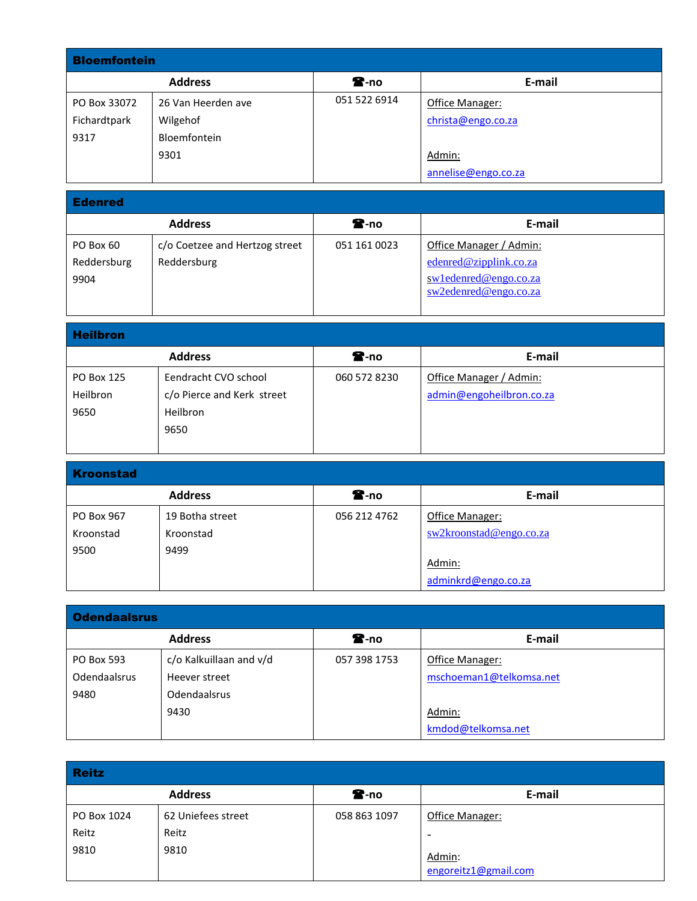## Bloemfontein

| Address | | ☎-no | E-mail |
|---|---|---|---|
| PO Box 33072<br>Fichardtpark<br>9317 | 26 Van Heerden ave<br>Wilgehof<br>Bloemfontein<br>9301 | 051 522 6914 | Office Manager:<br>christa@engo.co.za<br><br>Admin:<br>annelise@engo.co.za |

## Edenred

| Address | | ☎-no | E-mail |
|---|---|---|---|
| PO Box 60<br>Reddersburg<br>9904 | c/o Coetzee and Hertzog street<br>Reddersburg | 051 161 0023 | Office Manager / Admin:<br>edenred@zipplink.co.za<br>sw1edenred@engo.co.za<br>sw2edenred@engo.co.za |

## Heilbron

| Address | | ☎-no | E-mail |
|---|---|---|---|
| PO Box 125<br>Heilbron<br>9650 | Eendracht CVO school<br>c/o Pierce and Kerk street<br>Heilbron<br>9650 | 060 572 8230 | Office Manager / Admin:<br>admin@engoheilbron.co.za |

## Kroonstad

| Address | | ☎-no | E-mail |
|---|---|---|---|
| PO Box 967<br>Kroonstad<br>9500 | 19 Botha street<br>Kroonstad<br>9499 | 056 212 4762 | Office Manager:<br>sw2kroonstad@engo.co.za<br><br>Admin:<br>adminkrd@engo.co.za |

## Odendaalsrus

| Address | | ☎-no | E-mail |
|---|---|---|---|
| PO Box 593<br>Odendaalsrus<br>9480 | c/o Kalkuillaan and v/d<br>Heever street<br>Odendaalsrus<br>9430 | 057 398 1753 | Office Manager:<br>mschoeman1@telkomsa.net<br><br>Admin:<br>kmdod@telkomsa.net |

## Reitz

| Address | | ☎-no | E-mail |
|---|---|---|---|
| PO Box 1024<br>Reitz<br>9810 | 62 Uniefees street<br>Reitz<br>9810 | 058 863 1097 | Office Manager:<br>-<br>Admin:<br>engoreitz1@gmail.com |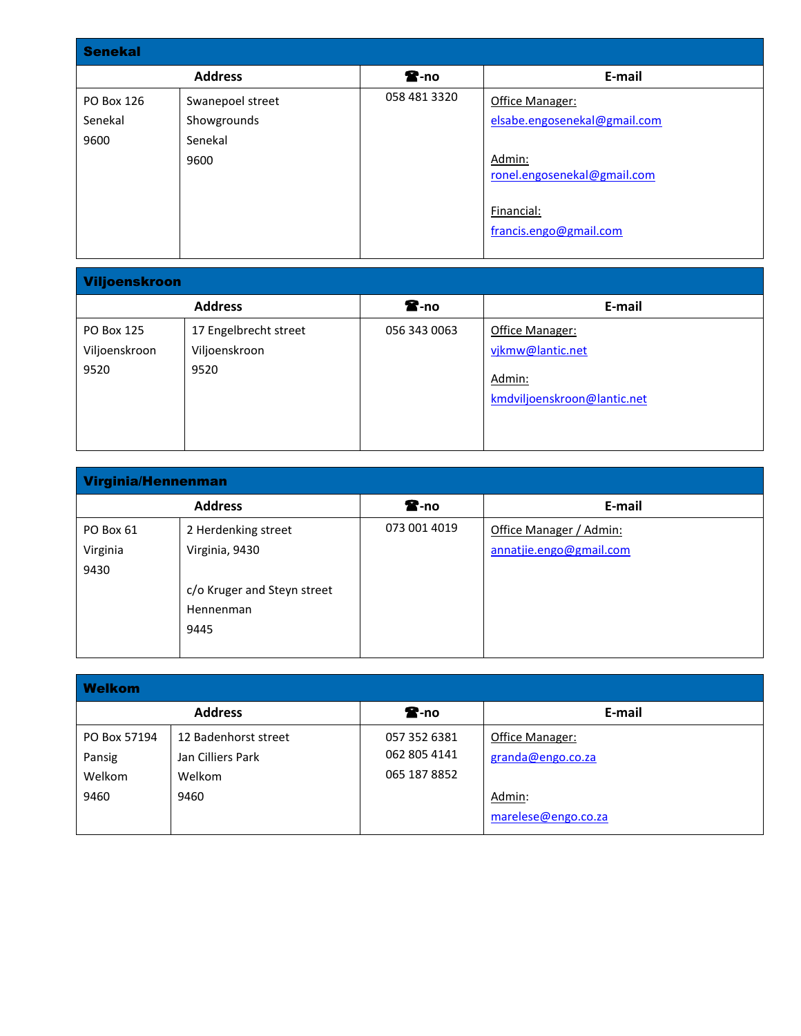| Senekal | | | |
|---|---|---|---|
| **Address** | | **☎-no** | **E-mail** |
| PO Box 126<br>Senekal<br>9600 | Swanepoel street<br>Showgrounds<br>Senekal<br>9600 | 058 481 3320 | Office Manager:<br>elsabe.engosenekal@gmail.com<br><br>Admin:<br>ronel.engosenekal@gmail.com<br><br>Financial:<br>francis.engo@gmail.com |

| Viljoenskroon | | | |
|---|---|---|---|
| **Address** | | **☎-no** | **E-mail** |
| PO Box 125<br>Viljoenskroon<br>9520 | 17 Engelbrecht street<br>Viljoenskroon<br>9520 | 056 343 0063 | Office Manager:<br>vjkmw@lantic.net<br><br>Admin:<br>kmdviljoenskroon@lantic.net |

| Virginia/Hennenman | | | |
|---|---|---|---|
| **Address** | | **☎-no** | **E-mail** |
| PO Box 61<br>Virginia<br>9430 | 2 Herdenking street<br>Virginia, 9430<br><br>c/o Kruger and Steyn street<br>Hennenman<br>9445 | 073 001 4019 | Office Manager / Admin:<br>annatjie.engo@gmail.com |

| Welkom | | | |
|---|---|---|---|
| **Address** | | **☎-no** | **E-mail** |
| PO Box 57194<br>Pansig<br>Welkom<br>9460 | 12 Badenhorst street<br>Jan Cilliers Park<br>Welkom<br>9460 | 057 352 6381<br>062 805 4141<br>065 187 8852 | Office Manager:<br>granda@engo.co.za<br><br>Admin:<br>marelese@engo.co.za |